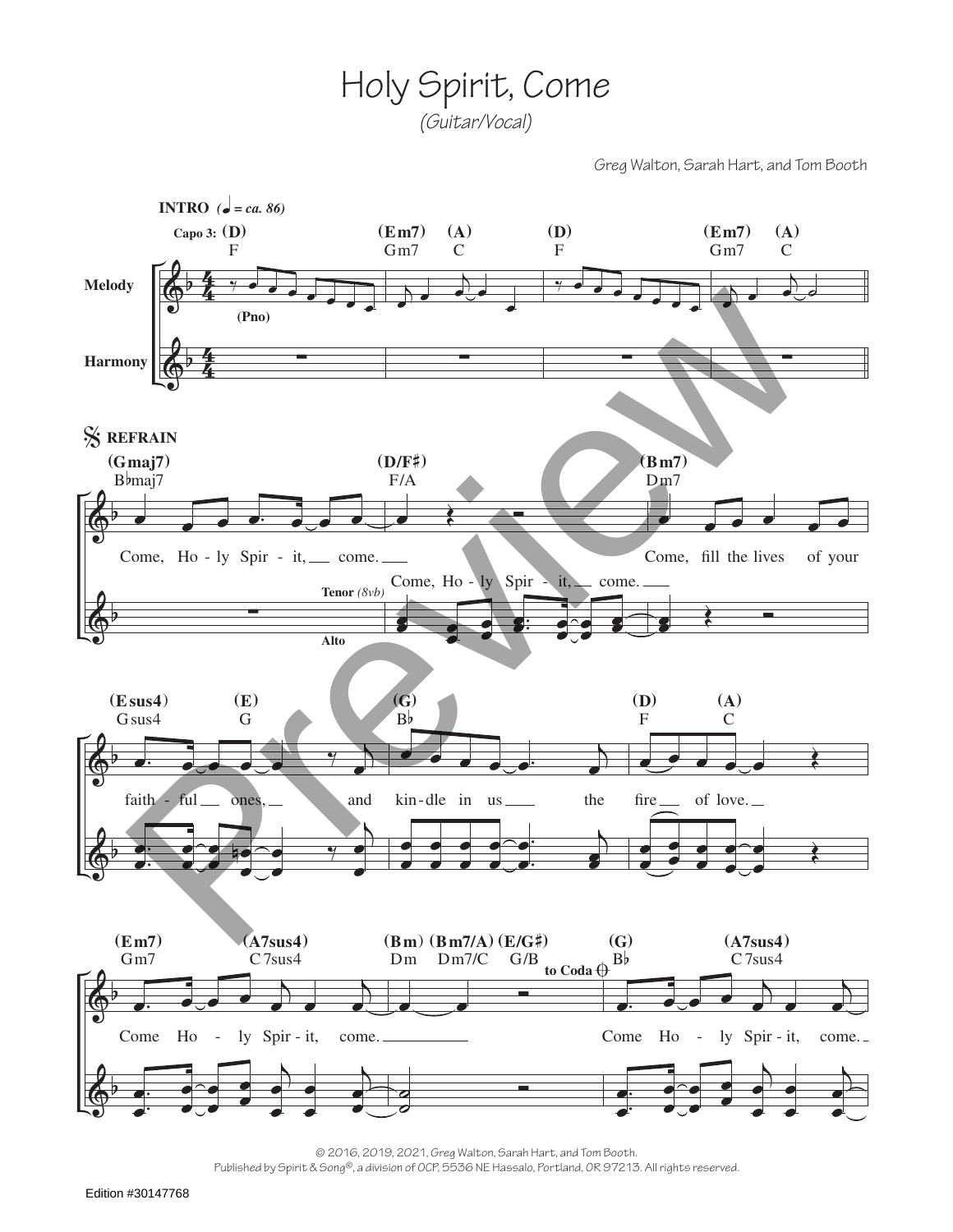# Holy Spirit, Come

*(Guitar/Vocal)*

Greg Walton, Sarah Hart, and Tom Booth

**INTRO** *(♩ = ca. 86)*

Capo 3: (D) F | (Em7) Gm7 (A) C | (D) F | (Em7) Gm7 (A) C

Melody (Pno)

Harmony

**REFRAIN**

(Gmaj7) B♭maj7 | (D/F♯) F/A | (Bm7) Dm7

Come, Ho - ly Spir - it, come. Come, fill the lives of your

Come, Ho - ly Spir - it, come.

Tenor *(8vb)*

Alto

(Esus4) Gsus4 (E) G | (G) B♭ | (D) F (A) C

faith - ful ones, and kin - dle in us the fire of love.

(Em7) Gm7 (A7sus4) C7sus4 | (Bm) Dm (Bm7/A) Dm7/C (E/G♯) G/B | to Coda (G) B♭ (A7sus4) C7sus4

Come Ho - ly Spir - it, come. Come Ho - ly Spir - it, come.

© 2016, 2019, 2021, Greg Walton, Sarah Hart, and Tom Booth.
Published by Spirit & Song®, a division of OCP, 5536 NE Hassalo, Portland, OR 97213. All rights reserved.

Edition #30147768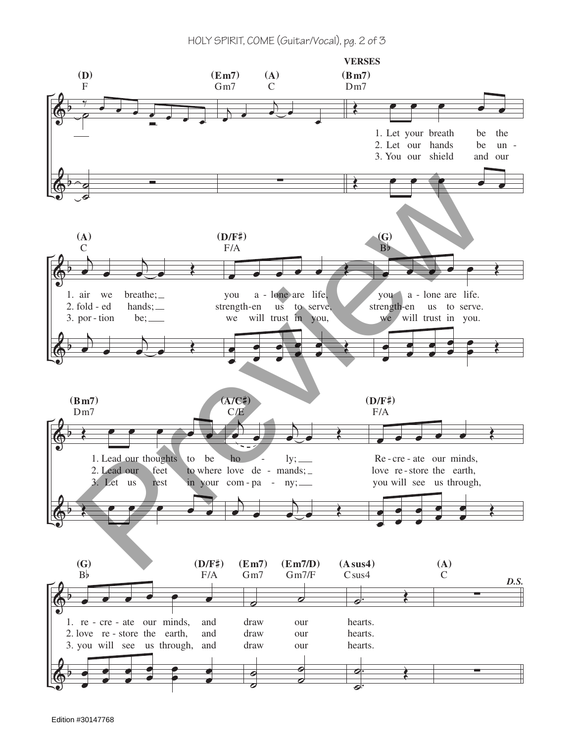**VERSES**

1. Let your breath be the air we breathe; you a-lone are life, you a-lone are life.
Lead our thoughts to be ho-ly; Re-cre-ate our minds, re-cre-ate our minds, and draw our hearts.

2. Let our hands be un-fold-ed hands; strength-en us to serve, strength-en us to serve.
Lead our feet to where love de-mands; love re-store the earth, love re-store the earth, and draw our hearts.

3. You our shield and our por-tion be; we will trust in you, we will trust in you.
Let us rest in your com-pa-ny; you will see us through, you will see us through, and draw our hearts.

*D.S.*

Edition #30147768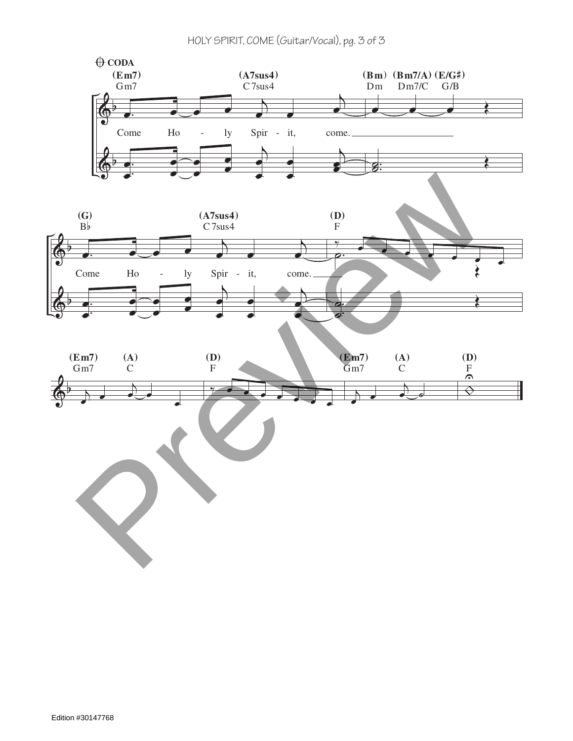CODA

(Em7) Gm7 — (A7sus4) C7sus4 — (Bm) Dm (Bm7/A) Dm7/C (E/G♯) G/B

Come Ho - ly Spir - it, come.

(G) B♭ — (A7sus4) C7sus4 — (D) F

Come Ho - ly Spir - it, come.

(Em7) Gm7 (A) C — (D) F — (Em7) Gm7 (A) C — (D) F

Edition #30147768